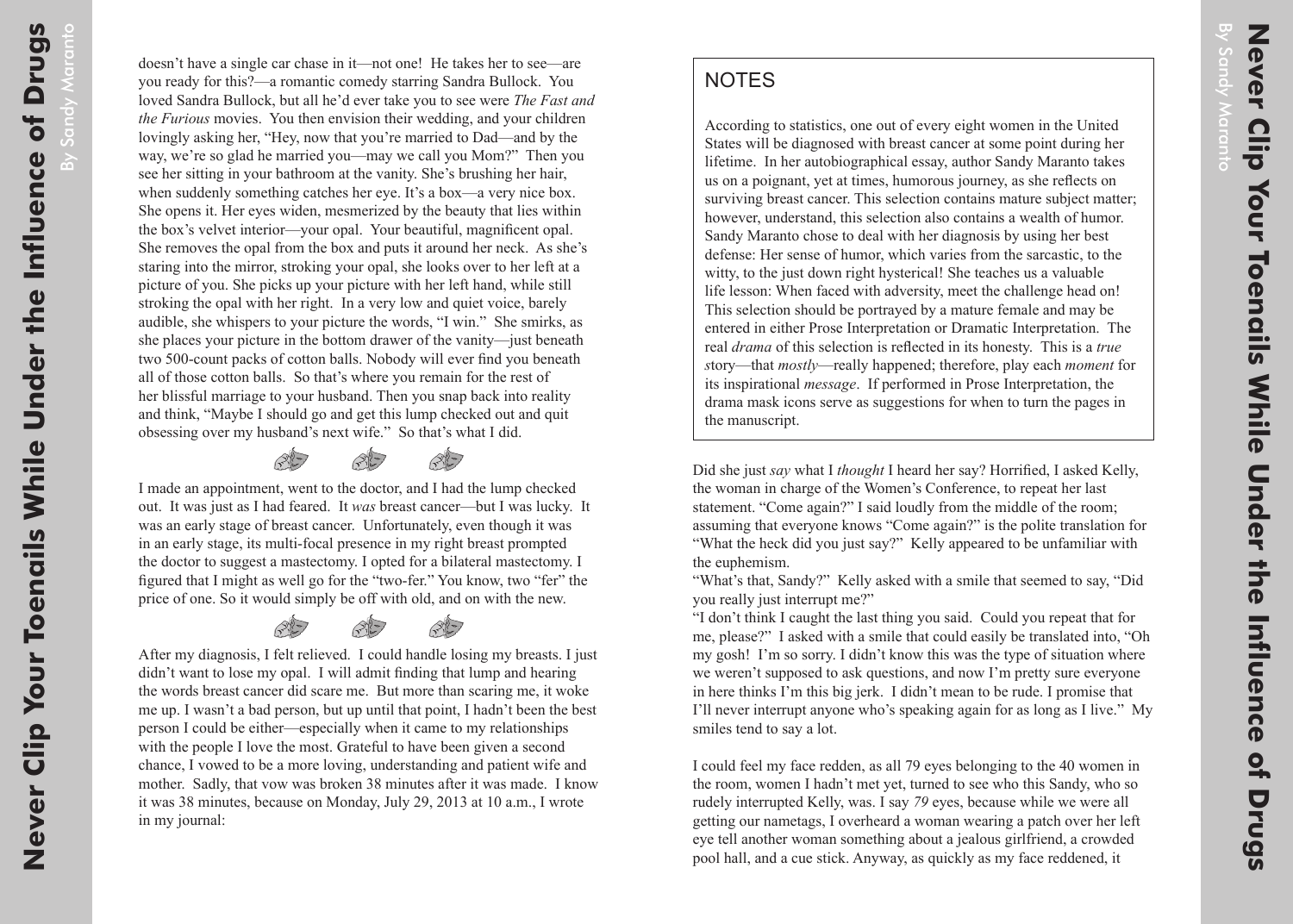doesn't have a single car chase in it—not one! He takes her to see—are you ready for this?—a romantic comedy starring Sandra Bullock. You loved Sandra Bullock, but all he'd ever take you to see were *The Fast and the Furious* movies. You then envision their wedding, and your children lovingly asking her, "Hey, now that you're married to Dad—and by the way, we're so glad he married you—may we call you Mom?" Then you see her sitting in your bathroom at the vanity. She's brushing her hair, when suddenly something catches her eye. It's a box—a very nice box. She opens it. Her eyes widen, mesmerized by the beauty that lies within the box's velvet interior—your opal. Your beautiful, magnificent opal. She removes the opal from the box and puts it around her neck. As she's staring into the mirror, stroking your opal, she looks over to her left at a picture of you. She picks up your picture with her left hand, while still stroking the opal with her right. In a very low and quiet voice, barely audible, she whispers to your picture the words, "I win." She smirks, as she places your picture in the bottom drawer of the vanity—just beneath two 500-count packs of cotton balls. Nobody will ever find you beneath all of those cotton balls. So that's where you remain for the rest of her blissful marriage to your husband. Then you snap back into reality and think, "Maybe I should go and get this lump checked out and quit obsessing over my husband's next wife." So that's what I did.

I made an appointment, went to the doctor, and I had the lump checked out. It was just as I had feared. It *was* breast cancer—but I was lucky. It was an early stage of breast cancer. Unfortunately, even though it was in an early stage, its multi-focal presence in my right breast prompted the doctor to suggest a mastectomy. I opted for a bilateral mastectomy. I figured that I might as well go for the "two-fer." You know, two "fer" the price of one. So it would simply be off with old, and on with the new.

After my diagnosis, I felt relieved. I could handle losing my breasts. I just didn't want to lose my opal. I will admit finding that lump and hearing the words breast cancer did scare me. But more than scaring me, it woke me up. I wasn't a bad person, but up until that point, I hadn't been the best person I could be either—especially when it came to my relationships with the people I love the most. Grateful to have been given a second chance, I vowed to be a more loving, understanding and patient wife and mother. Sadly, that vow was broken 38 minutes after it was made. I know it was 38 minutes, because on Monday, July 29, 2013 at 10 a.m., I wrote in my journal:

# Never Clip Your Toenails While Under the Influence of Drugs

By Sandy Maranto

## NOTES

According to statistics, one out of every eight women in the United States will be diagnosed with breast cancer at some point during her lifetime. In her autobiographical essay, author Sandy Maranto takes us on a poignant, yet at times, humorous journey, as she reflects on surviving breast cancer. This selection contains mature subject matter; however, understand, this selection also contains a wealth of humor. Sandy Maranto chose to deal with her diagnosis by using her best defense: Her sense of humor, which varies from the sarcastic, to the witty, to the just down right hysterical! She teaches us a valuable life lesson: When faced with adversity, meet the challenge head on! This selection should be portrayed by a mature female and may be entered in either Prose Interpretation or Dramatic Interpretation. The real *drama* of this selection is reflected in its honesty. This is a *true s*tory—that *mostly*—really happened; therefore, play each *moment* for its inspirational *message*. If performed in Prose Interpretation, the drama mask icons serve as suggestions for when to turn the pages in the manuscript.

Did she just *say* what I *thought* I heard her say? Horrified, I asked Kelly, the woman in charge of the Women's Conference, to repeat her last statement. "Come again?" I said loudly from the middle of the room; assuming that everyone knows "Come again?" is the polite translation for "What the heck did you just say?" Kelly appeared to be unfamiliar with the euphemism.

"What's that, Sandy?" Kelly asked with a smile that seemed to say, "Did you really just interrupt me?"

"I don't think I caught the last thing you said. Could you repeat that for me, please?" I asked with a smile that could easily be translated into, "Oh my gosh! I'm so sorry. I didn't know this was the type of situation where we weren't supposed to ask questions, and now I'm pretty sure everyone in here thinks I'm this big jerk. I didn't mean to be rude. I promise that I'll never interrupt anyone who's speaking again for as long as I live." My smiles tend to say a lot.

I could feel my face redden, as all 79 eyes belonging to the 40 women in the room, women I hadn't met yet, turned to see who this Sandy, who so rudely interrupted Kelly, was. I say *79* eyes, because while we were all getting our nametags, I overheard a woman wearing a patch over her left eye tell another woman something about a jealous girlfriend, a crowded pool hall, and a cue stick. Anyway, as quickly as my face reddened, it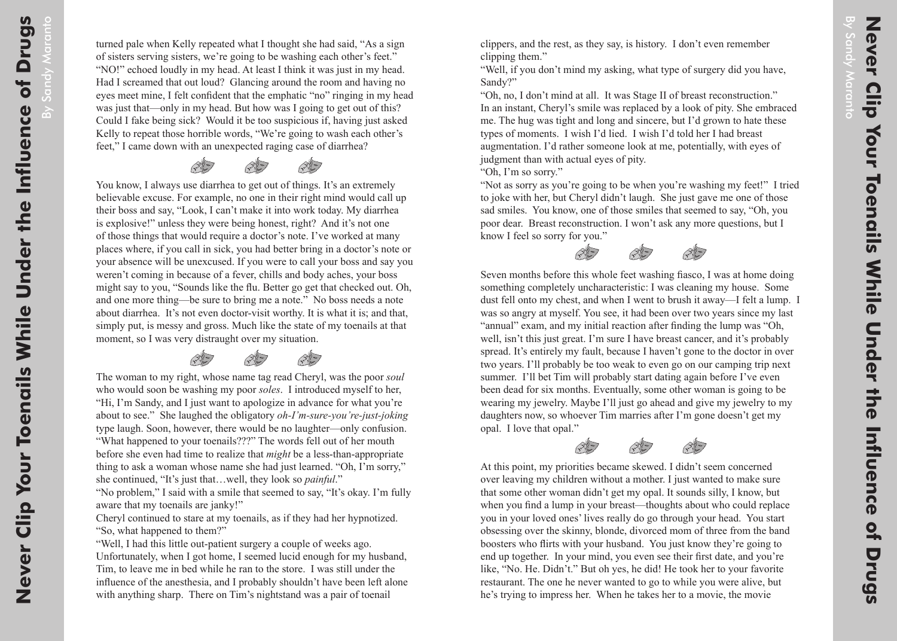turned pale when Kelly repeated what I thought she had said, "As a sign of sisters serving sisters, we're going to be washing each other's feet." "NO!" echoed loudly in my head. At least I think it was just in my head. Had I screamed that out loud? Glancing around the room and having no eyes meet mine, I felt confident that the emphatic "no" ringing in my head was just that—only in my head. But how was I going to get out of this? Could I fake being sick? Would it be too suspicious if, having just asked Kelly to repeat those horrible words, "We're going to wash each other's feet," I came down with an unexpected raging case of diarrhea?

You know, I always use diarrhea to get out of things. It's an extremely believable excuse. For example, no one in their right mind would call up their boss and say, "Look, I can't make it into work today. My diarrhea is explosive!" unless they were being honest, right? And it's not one of those things that would require a doctor's note. I've worked at many places where, if you call in sick, you had better bring in a doctor's note or your absence will be unexcused. If you were to call your boss and say you weren't coming in because of a fever, chills and body aches, your boss might say to you, "Sounds like the flu. Better go get that checked out. Oh, and one more thing—be sure to bring me a note." No boss needs a note about diarrhea. It's not even doctor-visit worthy. It is what it is; and that, simply put, is messy and gross. Much like the state of my toenails at that moment, so I was very distraught over my situation.

The woman to my right, whose name tag read Cheryl, was the poor *soul* who would soon be washing my poor *soles*. I introduced myself to her, "Hi, I'm Sandy, and I just want to apologize in advance for what you're about to see." She laughed the obligatory *oh-I'm-sure-you're-just-joking* type laugh. Soon, however, there would be no laughter—only confusion. "What happened to your toenails???" The words fell out of her mouth before she even had time to realize that *might* be a less-than-appropriate thing to ask a woman whose name she had just learned. "Oh, I'm sorry," she continued, "It's just that…well, they look so *painful*."

"No problem," I said with a smile that seemed to say, "It's okay. I'm fully aware that my toenails are janky!"

Cheryl continued to stare at my toenails, as if they had her hypnotized. "So, what happened to them?"

"Well, I had this little out-patient surgery a couple of weeks ago. Unfortunately, when I got home, I seemed lucid enough for my husband, Tim, to leave me in bed while he ran to the store. I was still under the influence of the anesthesia, and I probably shouldn't have been left alone with anything sharp. There on Tim's nightstand was a pair of toenail clippers, and the rest, as they say, is history. I don't even remember clipping them."

"Well, if you don't mind my asking, what type of surgery did you have, Sandy?"

"Oh, no, I don't mind at all. It was Stage II of breast reconstruction."

In an instant, Cheryl's smile was replaced by a look of pity. She embraced me. The hug was tight and long and sincere, but I'd grown to hate these types of moments. I wish I'd lied. I wish I'd told her I had breast augmentation. I'd rather someone look at me, potentially, with eyes of judgment than with actual eyes of pity.

"Oh, I'm so sorry."

"Not as sorry as you're going to be when you're washing my feet!" I tried to joke with her, but Cheryl didn't laugh. She just gave me one of those sad smiles. You know, one of those smiles that seemed to say, "Oh, you poor dear. Breast reconstruction. I won't ask any more questions, but I know I feel so sorry for you."

Seven months before this whole feet washing fiasco, I was at home doing something completely uncharacteristic: I was cleaning my house. Some dust fell onto my chest, and when I went to brush it away—I felt a lump. I was so angry at myself. You see, it had been over two years since my last "annual" exam, and my initial reaction after finding the lump was "Oh, well, isn't this just great. I'm sure I have breast cancer, and it's probably spread. It's entirely my fault, because I haven't gone to the doctor in over two years. I'll probably be too weak to even go on our camping trip next summer. I'll bet Tim will probably start dating again before I've even been dead for six months. Eventually, some other woman is going to be wearing my jewelry. Maybe I'll just go ahead and give my jewelry to my daughters now, so whoever Tim marries after I'm gone doesn't get my opal. I love that opal."

At this point, my priorities became skewed. I didn't seem concerned over leaving my children without a mother. I just wanted to make sure that some other woman didn't get my opal. It sounds silly, I know, but when you find a lump in your breast—thoughts about who could replace you in your loved ones' lives really do go through your head. You start obsessing over the skinny, blonde, divorced mom of three from the band boosters who flirts with your husband. You just know they're going to end up together. In your mind, you even see their first date, and you're like, "No. He. Didn't." But oh yes, he did! He took her to your favorite restaurant. The one he never wanted to go to while you were alive, but he's trying to impress her. When he takes her to a movie, the movie